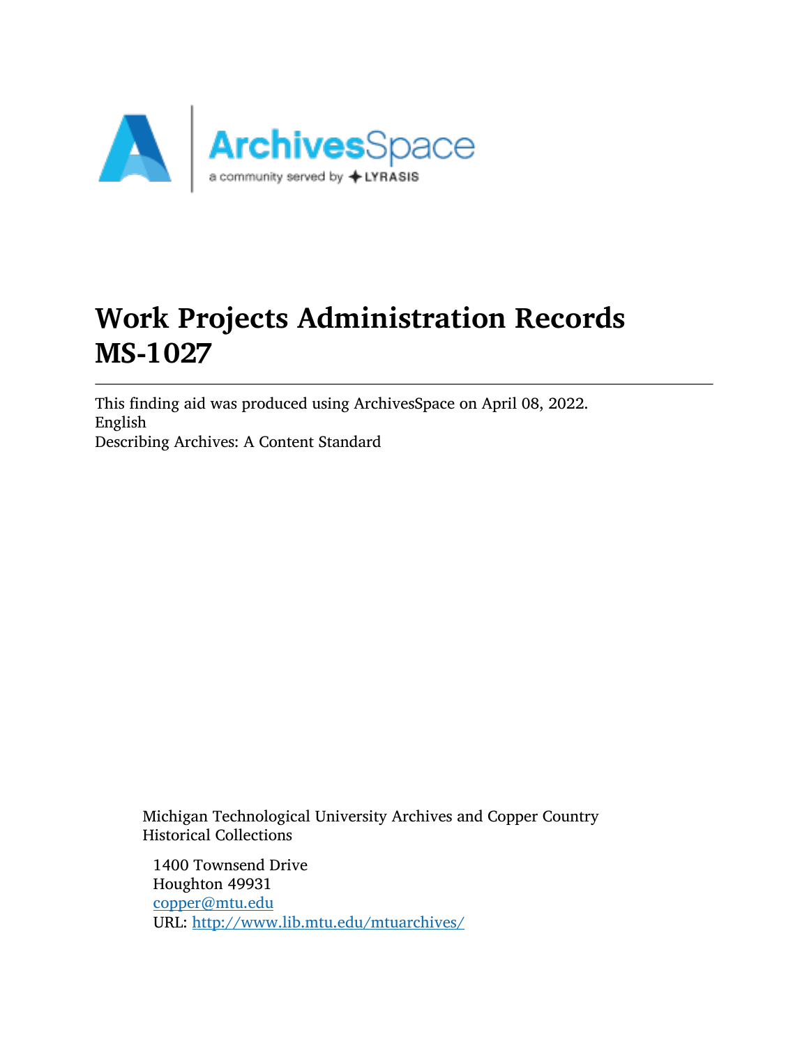# Work Projects Administration Records MS-1027

This finding aid was produced using ArchivesSpace on April 08, 2022.
English
Describing Archives: A Content Standard

Michigan Technological University Archives and Copper Country Historical Collections

1400 Townsend Drive
Houghton 49931
copper@mtu.edu
URL: http://www.lib.mtu.edu/mtuarchives/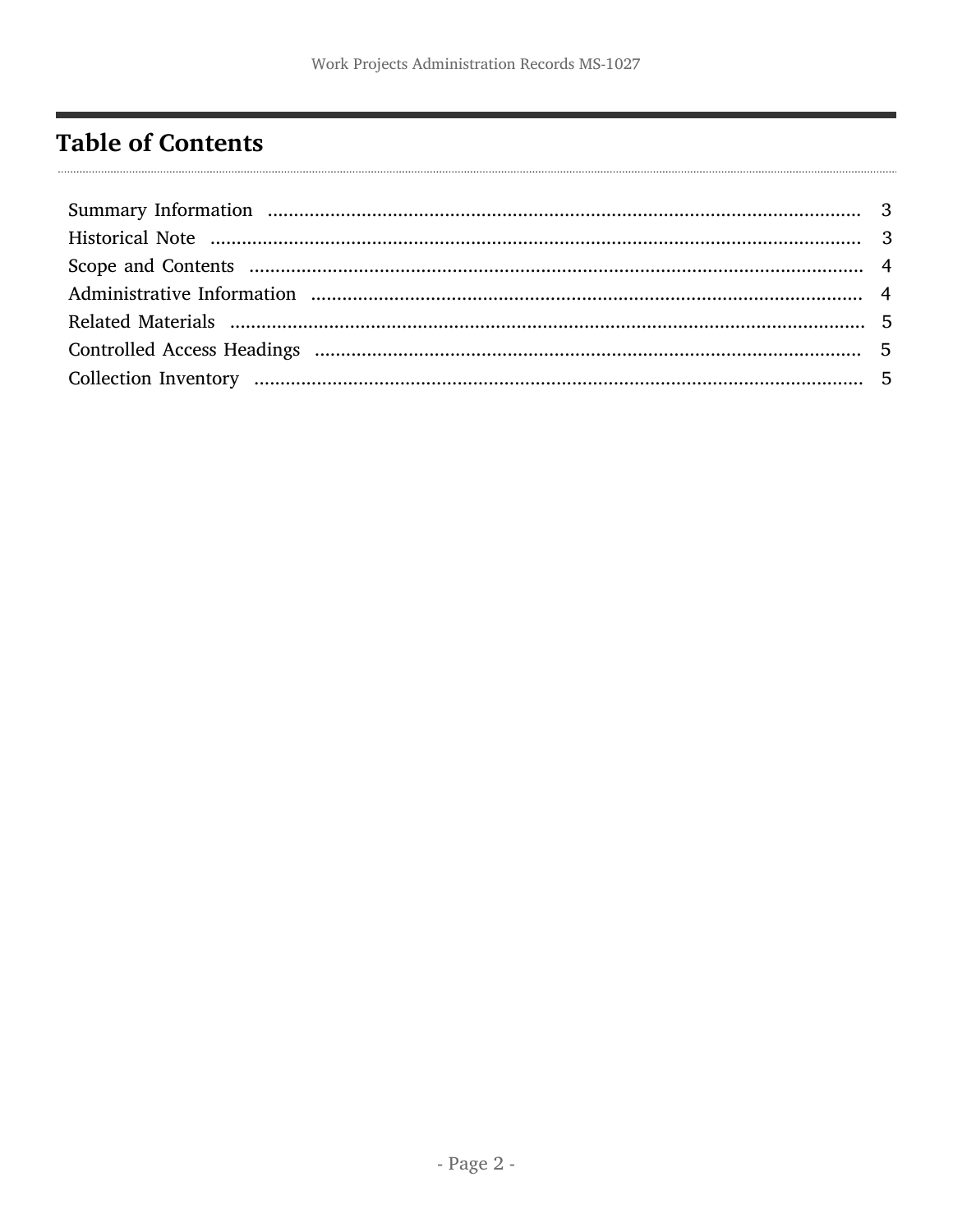## Table of Contents

- Summary Information ........ 3
- Historical Note ........ 3
- Scope and Contents ........ 4
- Administrative Information ........ 4
- Related Materials ........ 5
- Controlled Access Headings ........ 5
- Collection Inventory ........ 5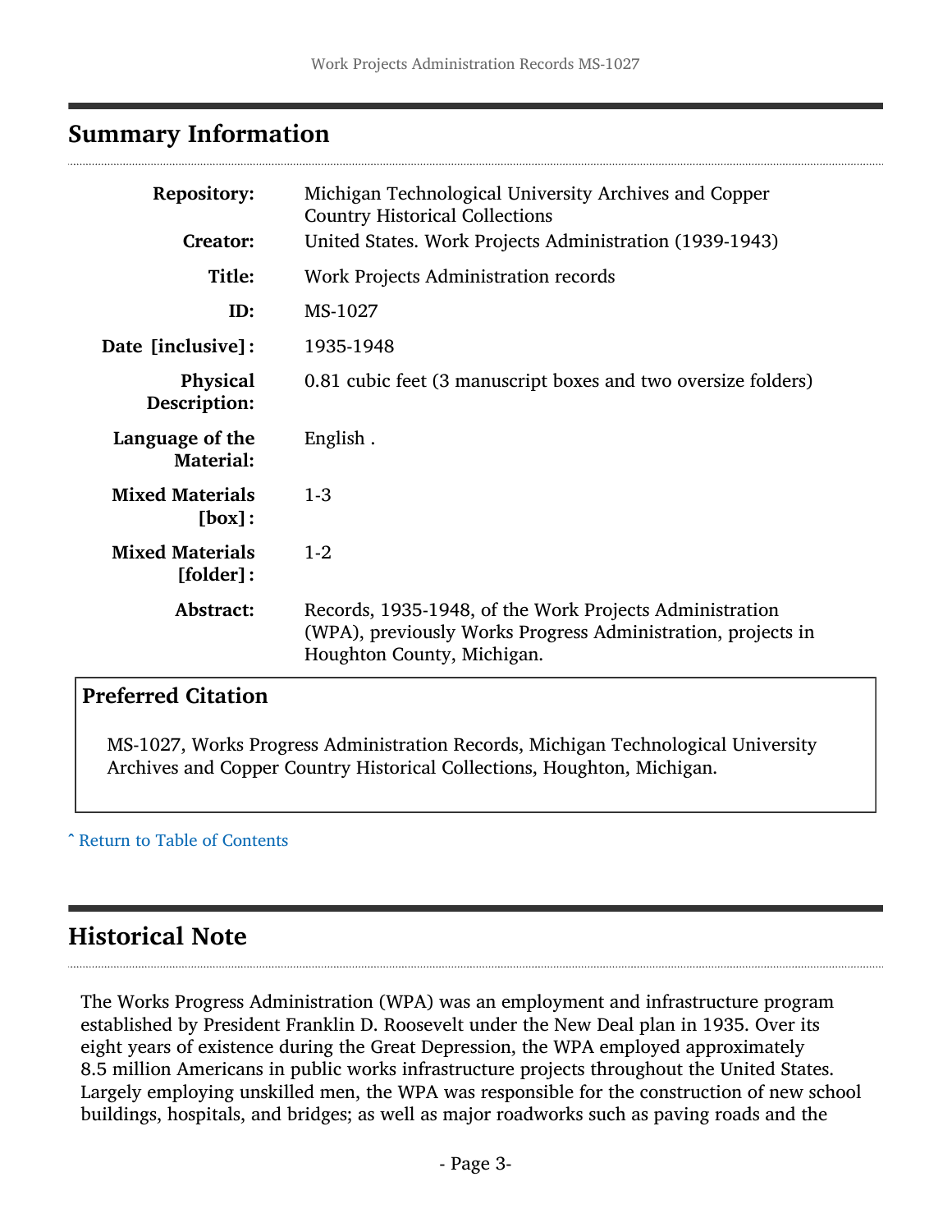## Summary Information

| | |
|---|---|
| **Repository:** | Michigan Technological University Archives and Copper Country Historical Collections |
| **Creator:** | United States. Work Projects Administration (1939-1943) |
| **Title:** | Work Projects Administration records |
| **ID:** | MS-1027 |
| **Date [inclusive]:** | 1935-1948 |
| **Physical Description:** | 0.81 cubic feet (3 manuscript boxes and two oversize folders) |
| **Language of the Material:** | English . |
| **Mixed Materials [box]:** | 1-3 |
| **Mixed Materials [folder]:** | 1-2 |
| **Abstract:** | Records, 1935-1948, of the Work Projects Administration (WPA), previously Works Progress Administration, projects in Houghton County, Michigan. |

### Preferred Citation

MS-1027, Works Progress Administration Records, Michigan Technological University Archives and Copper Country Historical Collections, Houghton, Michigan.

ˆ Return to Table of Contents

## Historical Note

The Works Progress Administration (WPA) was an employment and infrastructure program established by President Franklin D. Roosevelt under the New Deal plan in 1935. Over its eight years of existence during the Great Depression, the WPA employed approximately 8.5 million Americans in public works infrastructure projects throughout the United States. Largely employing unskilled men, the WPA was responsible for the construction of new school buildings, hospitals, and bridges; as well as major roadworks such as paving roads and the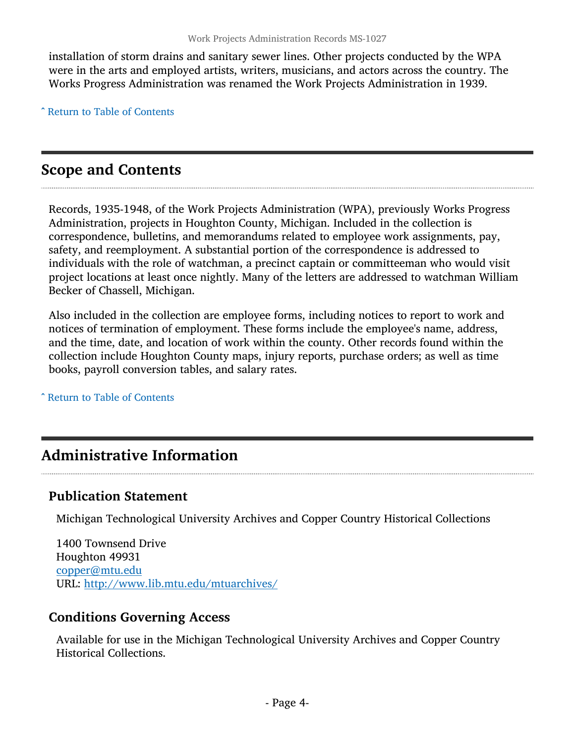installation of storm drains and sanitary sewer lines. Other projects conducted by the WPA were in the arts and employed artists, writers, musicians, and actors across the country. The Works Progress Administration was renamed the Work Projects Administration in 1939.

ˆ Return to Table of Contents

## Scope and Contents

Records, 1935-1948, of the Work Projects Administration (WPA), previously Works Progress Administration, projects in Houghton County, Michigan. Included in the collection is correspondence, bulletins, and memorandums related to employee work assignments, pay, safety, and reemployment. A substantial portion of the correspondence is addressed to individuals with the role of watchman, a precinct captain or committeeman who would visit project locations at least once nightly. Many of the letters are addressed to watchman William Becker of Chassell, Michigan.

Also included in the collection are employee forms, including notices to report to work and notices of termination of employment. These forms include the employee's name, address, and the time, date, and location of work within the county. Other records found within the collection include Houghton County maps, injury reports, purchase orders; as well as time books, payroll conversion tables, and salary rates.

ˆ Return to Table of Contents

## Administrative Information

### Publication Statement

Michigan Technological University Archives and Copper Country Historical Collections

1400 Townsend Drive
Houghton 49931
copper@mtu.edu
URL: http://www.lib.mtu.edu/mtuarchives/

### Conditions Governing Access

Available for use in the Michigan Technological University Archives and Copper Country Historical Collections.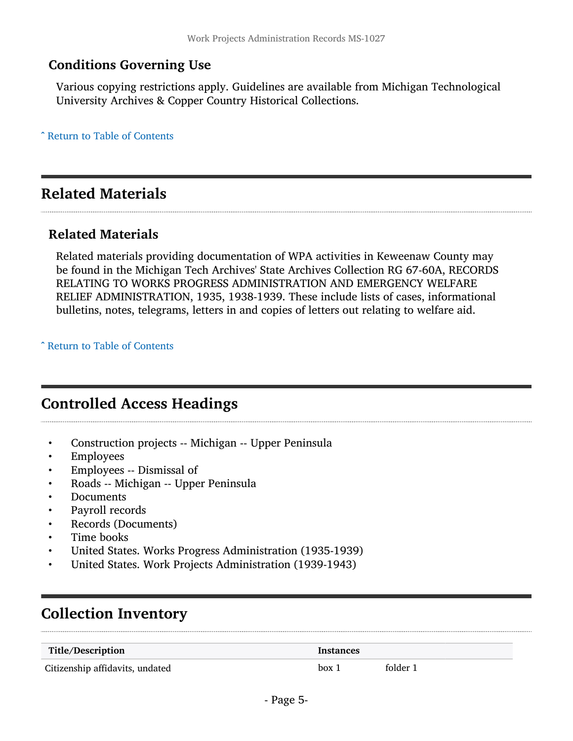### Conditions Governing Use

Various copying restrictions apply. Guidelines are available from Michigan Technological University Archives & Copper Country Historical Collections.

ˆ Return to Table of Contents

## Related Materials

### Related Materials

Related materials providing documentation of WPA activities in Keweenaw County may be found in the Michigan Tech Archives' State Archives Collection RG 67-60A, RECORDS RELATING TO WORKS PROGRESS ADMINISTRATION AND EMERGENCY WELFARE RELIEF ADMINISTRATION, 1935, 1938-1939. These include lists of cases, informational bulletins, notes, telegrams, letters in and copies of letters out relating to welfare aid.

ˆ Return to Table of Contents

## Controlled Access Headings

- Construction projects -- Michigan -- Upper Peninsula
- Employees
- Employees -- Dismissal of
- Roads -- Michigan -- Upper Peninsula
- Documents
- Payroll records
- Records (Documents)
- Time books
- United States. Works Progress Administration (1935-1939)
- United States. Work Projects Administration (1939-1943)

## Collection Inventory

| Title/Description | Instances | |
|---|---|---|
| Citizenship affidavits, undated | box 1 | folder 1 |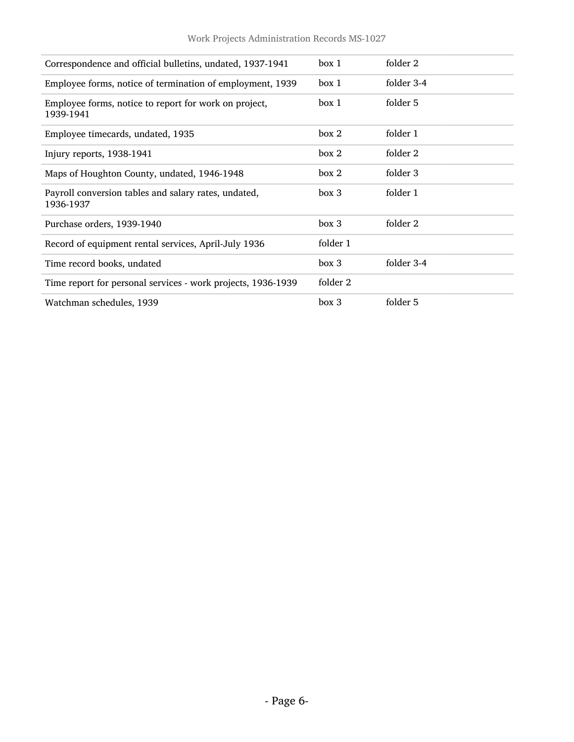| | | |
|---|---|---|
| Correspondence and official bulletins, undated, 1937-1941 | box 1 | folder 2 |
| Employee forms, notice of termination of employment, 1939 | box 1 | folder 3-4 |
| Employee forms, notice to report for work on project, 1939-1941 | box 1 | folder 5 |
| Employee timecards, undated, 1935 | box 2 | folder 1 |
| Injury reports, 1938-1941 | box 2 | folder 2 |
| Maps of Houghton County, undated, 1946-1948 | box 2 | folder 3 |
| Payroll conversion tables and salary rates, undated, 1936-1937 | box 3 | folder 1 |
| Purchase orders, 1939-1940 | box 3 | folder 2 |
| Record of equipment rental services, April-July 1936 | folder 1 | |
| Time record books, undated | box 3 | folder 3-4 |
| Time report for personal services - work projects, 1936-1939 | folder 2 | |
| Watchman schedules, 1939 | box 3 | folder 5 |